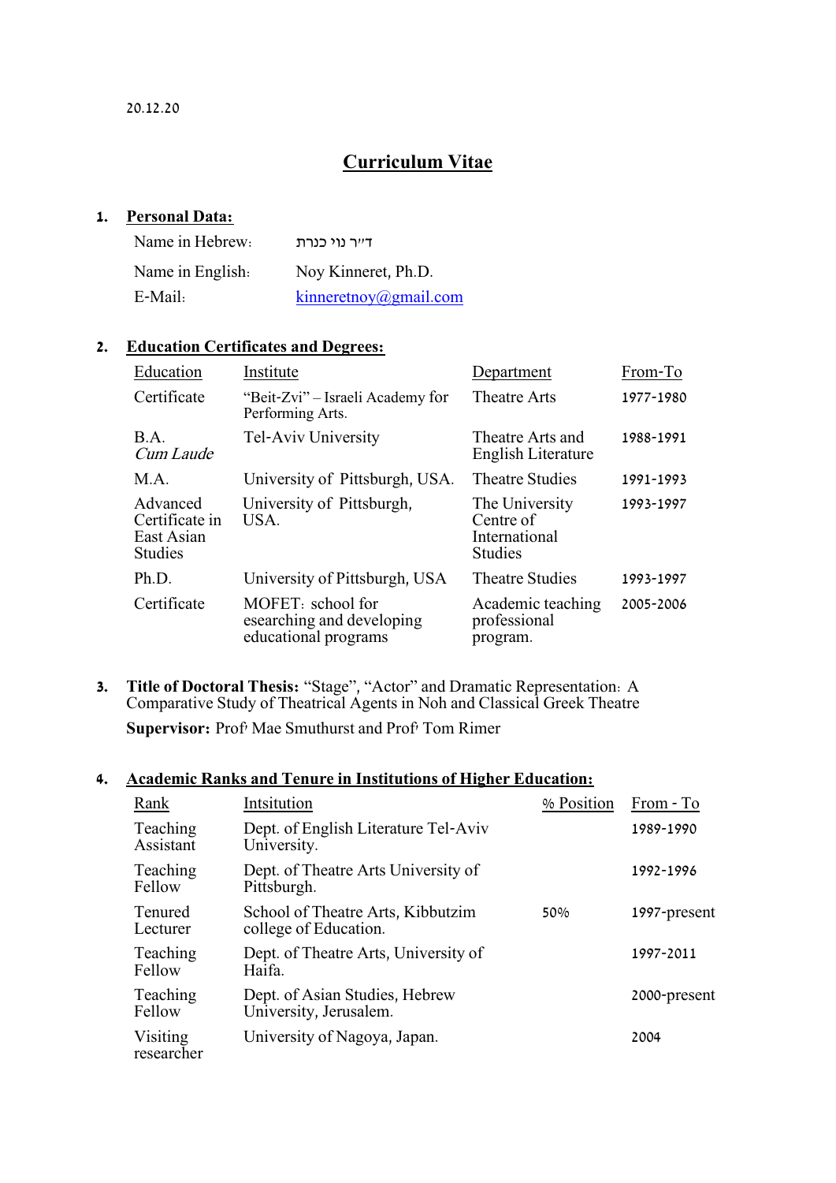20.12.20

# Curriculum Vitae

**1. Personal Data:**

| | |
|---|---|
| Name in Hebrew: | ד״ר נוי כנרת |
| Name in English: | Noy Kinneret, Ph.D. |
| E-Mail: | kinneretnoy@gmail.com |

**2. Education Certificates and Degrees:**

| Education | Institute | Department | From-To |
|---|---|---|---|
| Certificate | "Beit-Zvi" – Israeli Academy for Performing Arts. | Theatre Arts | 1977-1980 |
| B.A. *Cum Laude* | Tel-Aviv University | Theatre Arts and English Literature | 1988-1991 |
| M.A. | University of Pittsburgh, USA. | Theatre Studies | 1991-1993 |
| Advanced Certificate in East Asian Studies | University of Pittsburgh, USA. | The University Centre of International Studies | 1993-1997 |
| Ph.D. | University of Pittsburgh, USA | Theatre Studies | 1993-1997 |
| Certificate | MOFET: school for esearching and developing educational programs | Academic teaching professional program. | 2005-2006 |

**3. Title of Doctoral Thesis:** "Stage", "Actor" and Dramatic Representation: A Comparative Study of Theatrical Agents in Noh and Classical Greek Theatre

**Supervisor:** Prof' Mae Smuthurst and Prof' Tom Rimer

**4. Academic Ranks and Tenure in Institutions of Higher Education:**

| Rank | Intsitution | % Position | From - To |
|---|---|---|---|
| Teaching Assistant | Dept. of English Literature Tel-Aviv University. | | 1989-1990 |
| Teaching Fellow | Dept. of Theatre Arts University of Pittsburgh. | | 1992-1996 |
| Tenured Lecturer | School of Theatre Arts, Kibbutzim college of Education. | 50% | 1997-present |
| Teaching Fellow | Dept. of Theatre Arts, University of Haifa. | | 1997-2011 |
| Teaching Fellow | Dept. of Asian Studies, Hebrew University, Jerusalem. | | 2000-present |
| Visiting researcher | University of Nagoya, Japan. | | 2004 |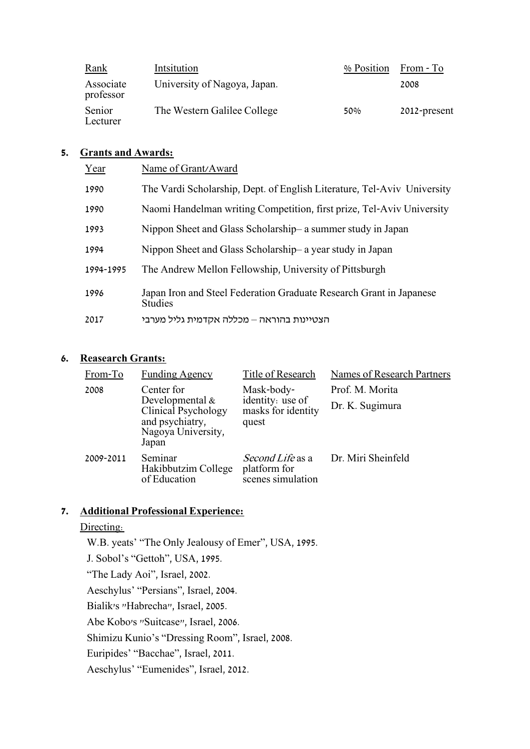| Rank | Intsitution | % Position | From - To |
|---|---|---|---|
| Associate professor | University of Nagoya, Japan. | | 2008 |
| Senior Lecturer | The Western Galilee College | 50% | 2012-present |

**5. Grants and Awards:**

| Year | Name of Grant/Award |
|---|---|
| 1990 | The Vardi Scholarship, Dept. of English Literature, Tel-Aviv University |
| 1990 | Naomi Handelman writing Competition, first prize, Tel-Aviv University |
| 1993 | Nippon Sheet and Glass Scholarship– a summer study in Japan |
| 1994 | Nippon Sheet and Glass Scholarship– a year study in Japan |
| 1994-1995 | The Andrew Mellon Fellowship, University of Pittsburgh |
| 1996 | Japan Iron and Steel Federation Graduate Research Grant in Japanese Studies |
| 2017 | הצטיינות בהוראה – מכללה אקדמית גליל מערבי |

**6. Reasearch Grants:**

| From-To | Funding Agency | Title of Research | Names of Research Partners |
|---|---|---|---|
| 2008 | Center for Developmental & Clinical Psychology and psychiatry, Nagoya University, Japan | Mask-body-identity: use of masks for identity quest | Prof. M. Morita<br>Dr. K. Sugimura |
| 2009-2011 | Seminar Hakibbutzim College of Education | *Second Life* as a platform for scenes simulation | Dr. Miri Sheinfeld |

**7. Additional Professional Experience:**

Directing:

W.B. yeats' "The Only Jealousy of Emer", USA, 1995.

J. Sobol's "Gettoh", USA, 1995.

"The Lady Aoi", Israel, 2002.

Aeschylus' "Persians", Israel, 2004.

Bialik's "Habrecha", Israel, 2005.

Abe Kobo's "Suitcase", Israel, 2006.

Shimizu Kunio's "Dressing Room", Israel, 2008.

Euripides' "Bacchae", Israel, 2011.

Aeschylus' "Eumenides", Israel, 2012.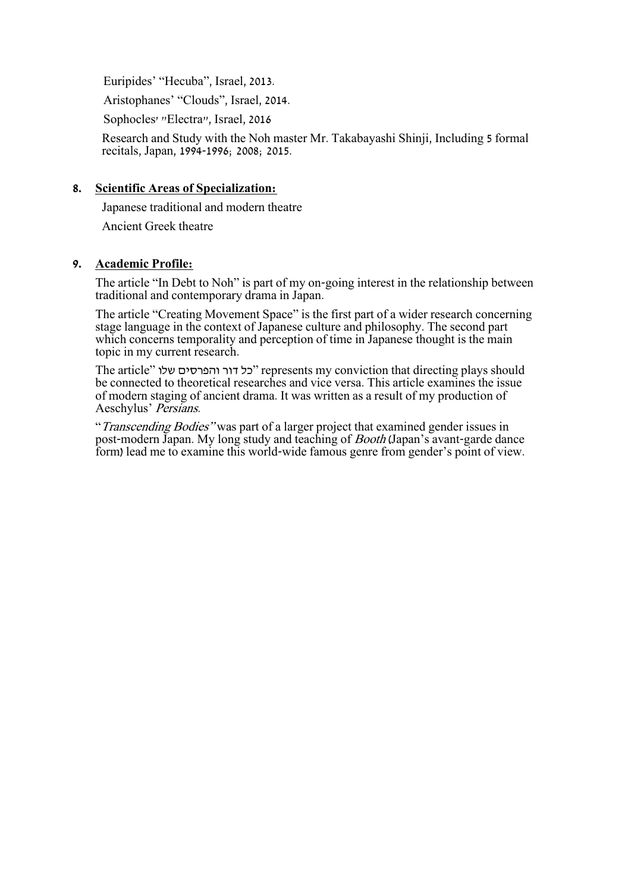Euripides' "Hecuba", Israel, 2013.

Aristophanes' "Clouds", Israel, 2014.

Sophocles' "Electra", Israel, 2016

Research and Study with the Noh master Mr. Takabayashi Shinji, Including 5 formal recitals, Japan, 1994-1996; 2008; 2015.

**8. Scientific Areas of Specialization:**

Japanese traditional and modern theatre

Ancient Greek theatre

**9. Academic Profile:**

The article "In Debt to Noh" is part of my on-going interest in the relationship between traditional and contemporary drama in Japan.

The article "Creating Movement Space" is the first part of a wider research concerning stage language in the context of Japanese culture and philosophy. The second part which concerns temporality and perception of time in Japanese thought is the main topic in my current research.

The article "כל דור והפרסים שלו" represents my conviction that directing plays should be connected to theoretical researches and vice versa. This article examines the issue of modern staging of ancient drama. It was written as a result of my production of Aeschylus' *Persians*.

"*Transcending Bodies*" was part of a larger project that examined gender issues in post-modern Japan. My long study and teaching of *Booth* (Japan's avant-garde dance form) lead me to examine this world-wide famous genre from gender's point of view.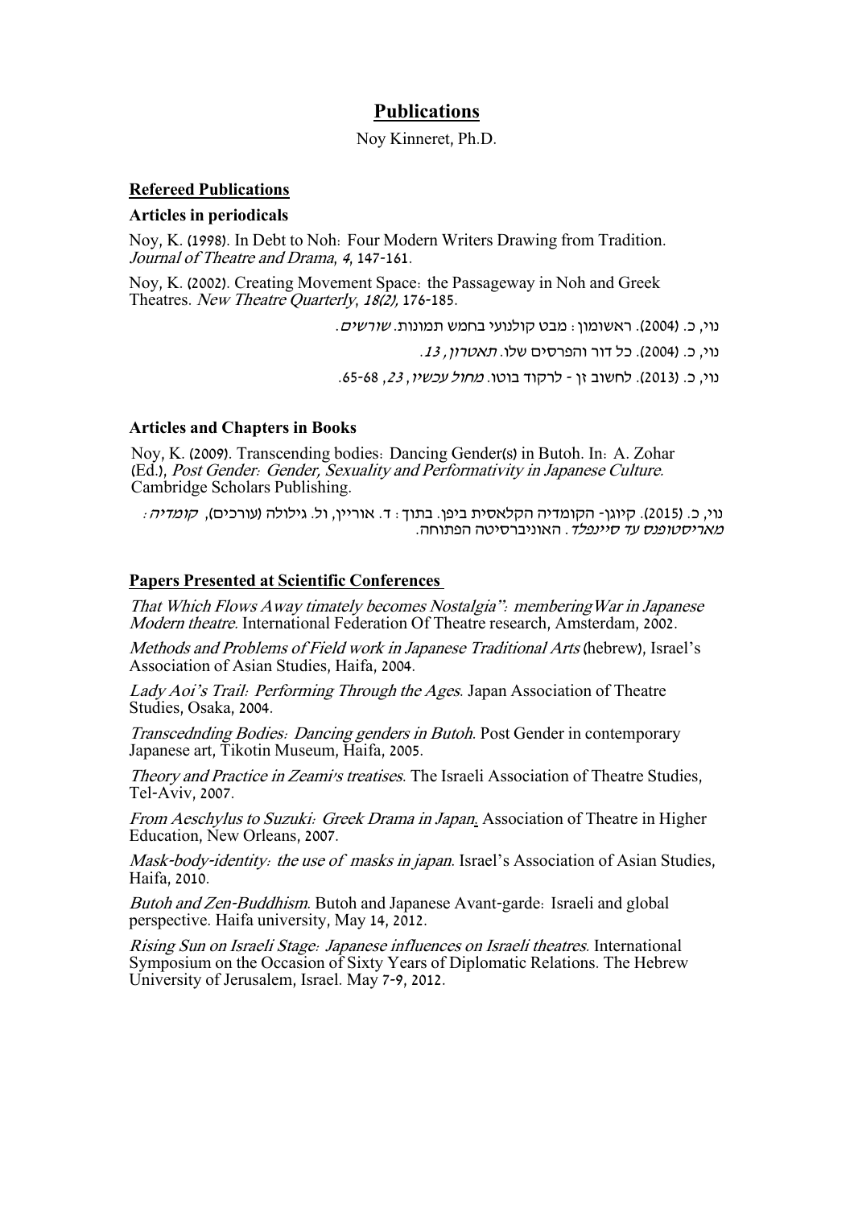# Publications

Noy Kinneret, Ph.D.

## Refereed Publications

### Articles in periodicals

Noy, K. (1998). In Debt to Noh: Four Modern Writers Drawing from Tradition. *Journal of Theatre and Drama*, *4*, 147-161.

Noy, K. (2002). Creating Movement Space: the Passageway in Noh and Greek Theatres. *New Theatre Quarterly*, *18(2),* 176-185.

נוי, כ. (2004). ראשומון: מבט קולנועי בחמש תמונות. *שורשים*.

נוי, כ. (2004). כל דור והפרסים שלו. *תאטרון*, *13*.

נוי, כ. (2013). לחשוב זן - לרקוד בוטו. *מחול עכשיו*, *23*, 65-68.

### Articles and Chapters in Books

Noy, K. (2009). Transcending bodies: Dancing Gender(s) in Butoh. In: A. Zohar (Ed.), *Post Gender: Gender, Sexuality and Performativity in Japanese Culture.* Cambridge Scholars Publishing.

נוי, כ. (2015). קיוגן- הקומדיה הקלאסית ביפן. בתוך: ד. אוריין, ול. גילולה (עורכים), *קומדיה: מאריסטופנס עד סיינפלד*. האוניברסיטה הפתוחה.

## Papers Presented at Scientific Conferences

*That Which Flows Away timately becomes Nostalgia": memberingWar in Japanese Modern theatre.* International Federation Of Theatre research, Amsterdam, 2002.

*Methods and Problems of Field work in Japanese Traditional Arts* (hebrew), Israel's Association of Asian Studies, Haifa, 2004.

*Lady Aoi's Trail: Performing Through the Ages.* Japan Association of Theatre Studies, Osaka, 2004.

*Transcednding Bodies: Dancing genders in Butoh.* Post Gender in contemporary Japanese art, Tikotin Museum, Haifa, 2005.

*Theory and Practice in Zeami's treatises.* The Israeli Association of Theatre Studies, Tel-Aviv, 2007.

*From Aeschylus to Suzuki: Greek Drama in Japan.* Association of Theatre in Higher Education, New Orleans, 2007.

*Mask-body-identity: the use of masks in japan.* Israel's Association of Asian Studies, Haifa, 2010.

*Butoh and Zen-Buddhism.* Butoh and Japanese Avant-garde: Israeli and global perspective. Haifa university, May 14, 2012.

*Rising Sun on Israeli Stage: Japanese influences on Israeli theatres.* International Symposium on the Occasion of Sixty Years of Diplomatic Relations. The Hebrew University of Jerusalem, Israel. May 7-9, 2012.